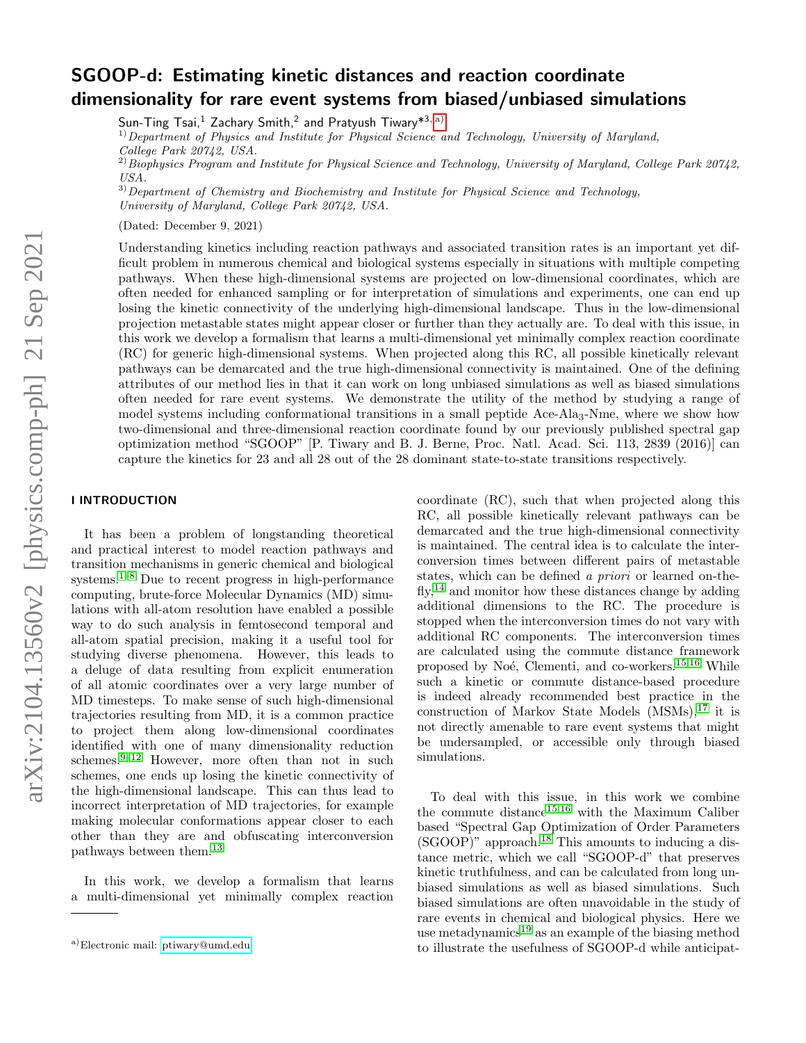# SGOOP-d: Estimating kinetic distances and reaction coordinate dimensionality for rare event systems from biased/unbiased simulations

Sun-Ting Tsai,[1] Zachary Smith,[2] and Pratyush Tiwary*[3, a)]

[1)] *Department of Physics and Institute for Physical Science and Technology, University of Maryland, College Park 20742, USA.*

[2)] *Biophysics Program and Institute for Physical Science and Technology, University of Maryland, College Park 20742, USA.*

[3)] *Department of Chemistry and Biochemistry and Institute for Physical Science and Technology, University of Maryland, College Park 20742, USA.*

(Dated: December 9, 2021)

Understanding kinetics including reaction pathways and associated transition rates is an important yet difficult problem in numerous chemical and biological systems especially in situations with multiple competing pathways. When these high-dimensional systems are projected on low-dimensional coordinates, which are often needed for enhanced sampling or for interpretation of simulations and experiments, one can end up losing the kinetic connectivity of the underlying high-dimensional landscape. Thus in the low-dimensional projection metastable states might appear closer or further than they actually are. To deal with this issue, in this work we develop a formalism that learns a multi-dimensional yet minimally complex reaction coordinate (RC) for generic high-dimensional systems. When projected along this RC, all possible kinetically relevant pathways can be demarcated and the true high-dimensional connectivity is maintained. One of the defining attributes of our method lies in that it can work on long unbiased simulations as well as biased simulations often needed for rare event systems. We demonstrate the utility of the method by studying a range of model systems including conformational transitions in a small peptide Ace-Ala$_3$-Nme, where we show how two-dimensional and three-dimensional reaction coordinate found by our previously published spectral gap optimization method "SGOOP" [P. Tiwary and B. J. Berne, Proc. Natl. Acad. Sci. 113, 2839 (2016)] can capture the kinetics for 23 and all 28 out of the 28 dominant state-to-state transitions respectively.

## I INTRODUCTION

It has been a problem of longstanding theoretical and practical interest to model reaction pathways and transition mechanisms in generic chemical and biological systems.[1–8] Due to recent progress in high-performance computing, brute-force Molecular Dynamics (MD) simulations with all-atom resolution have enabled a possible way to do such analysis in femtosecond temporal and all-atom spatial precision, making it a useful tool for studying diverse phenomena. However, this leads to a deluge of data resulting from explicit enumeration of all atomic coordinates over a very large number of MD timesteps. To make sense of such high-dimensional trajectories resulting from MD, it is a common practice to project them along low-dimensional coordinates identified with one of many dimensionality reduction schemes.[9–12] However, more often than not in such schemes, one ends up losing the kinetic connectivity of the high-dimensional landscape. This can thus lead to incorrect interpretation of MD trajectories, for example making molecular conformations appear closer to each other than they are and obfuscating interconversion pathways between them.[13]

In this work, we develop a formalism that learns a multi-dimensional yet minimally complex reaction coordinate (RC), such that when projected along this RC, all possible kinetically relevant pathways can be demarcated and the true high-dimensional connectivity is maintained. The central idea is to calculate the interconversion times between different pairs of metastable states, which can be defined *a priori* or learned on-the-fly,[14] and monitor how these distances change by adding additional dimensions to the RC. The procedure is stopped when the interconversion times do not vary with additional RC components. The interconversion times are calculated using the commute distance framework proposed by Noé, Clementi, and co-workers.[15,16] While such a kinetic or commute distance-based procedure is indeed already recommended best practice in the construction of Markov State Models (MSMs),[17] it is not directly amenable to rare event systems that might be undersampled, or accessible only through biased simulations.

To deal with this issue, in this work we combine the commute distance[15,16] with the Maximum Caliber based "Spectral Gap Optimization of Order Parameters (SGOOP)" approach.[18] This amounts to inducing a distance metric, which we call "SGOOP-d" that preserves kinetic truthfulness, and can be calculated from long unbiased simulations as well as biased simulations. Such biased simulations are often unavoidable in the study of rare events in chemical and biological physics. Here we use metadynamics[19] as an example of the biasing method to illustrate the usefulness of SGOOP-d while anticipat-

[a)]Electronic mail: ptiwary@umd.edu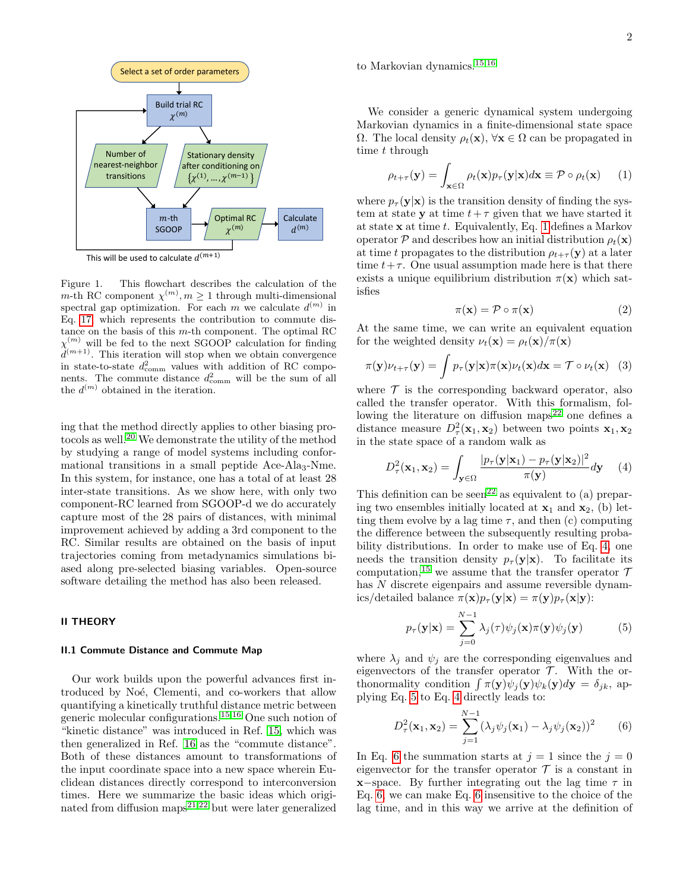Figure 1. This flowchart describes the calculation of the $m$-th RC component $\chi^{(m)}, m \geq 1$ through multi-dimensional spectral gap optimization. For each $m$ we calculate $d^{(m)}$ in Eq. 17, which represents the contribution to commute distance on the basis of this $m$-th component. The optimal RC $\chi^{(m)}$ will be fed to the next SGOOP calculation for finding $d^{(m+1)}$. This iteration will stop when we obtain convergence in state-to-state $d^2_{\text{comm}}$ values with addition of RC components. The commute distance $d^2_{\text{comm}}$ will be the sum of all the $d^{(m)}$ obtained in the iteration.

ing that the method directly applies to other biasing protocols as well.[20] We demonstrate the utility of the method by studying a range of model systems including conformational transitions in a small peptide Ace-Ala$_3$-Nme. In this system, for instance, one has a total of at least 28 inter-state transitions. As we show here, with only two component-RC learned from SGOOP-d we do accurately capture most of the 28 pairs of distances, with minimal improvement achieved by adding a 3rd component to the RC. Similar results are obtained on the basis of input trajectories coming from metadynamics simulations biased along pre-selected biasing variables. Open-source software detailing the method has also been released.

## II THEORY

### II.1 Commute Distance and Commute Map

Our work builds upon the powerful advances first introduced by Noé, Clementi, and co-workers that allow quantifying a kinetically truthful distance metric between generic molecular configurations.[15,16] One such notion of "kinetic distance" was introduced in Ref. 15, which was then generalized in Ref. 16 as the "commute distance". Both of these distances amount to transformations of the input coordinate space into a new space wherein Euclidean distances directly correspond to interconversion times. Here we summarize the basic ideas which originated from diffusion maps[21,22] but were later generalized to Markovian dynamics.[15,16]

We consider a generic dynamical system undergoing Markovian dynamics in a finite-dimensional state space $\Omega$. The local density $\rho_t(\mathbf{x})$, $\forall \mathbf{x} \in \Omega$ can be propagated in time $t$ through

$$\rho_{t+\tau}(\mathbf{y}) = \int_{\mathbf{x}\in\Omega} \rho_t(\mathbf{x}) p_\tau(\mathbf{y}|\mathbf{x}) d\mathbf{x} \equiv \mathcal{P} \circ \rho_t(\mathbf{x}) \tag{1}$$

where $p_\tau(\mathbf{y}|\mathbf{x})$ is the transition density of finding the system at state $\mathbf{y}$ at time $t+\tau$ given that we have started it at state $\mathbf{x}$ at time $t$. Equivalently, Eq. 1 defines a Markov operator $\mathcal{P}$ and describes how an initial distribution $\rho_t(\mathbf{x})$ at time $t$ propagates to the distribution $\rho_{t+\tau}(\mathbf{y})$ at a later time $t+\tau$. One usual assumption made here is that there exists a unique equilibrium distribution $\pi(\mathbf{x})$ which satisfies

$$\pi(\mathbf{x}) = \mathcal{P} \circ \pi(\mathbf{x}) \tag{2}$$

At the same time, we can write an equivalent equation for the weighted density $\nu_t(\mathbf{x}) = \rho_t(\mathbf{x})/\pi(\mathbf{x})$

$$\pi(\mathbf{y})\nu_{t+\tau}(\mathbf{y}) = \int p_\tau(\mathbf{y}|\mathbf{x})\pi(\mathbf{x})\nu_t(\mathbf{x}) d\mathbf{x} = \mathcal{T} \circ \nu_t(\mathbf{x}) \tag{3}$$

where $\mathcal{T}$ is the corresponding backward operator, also called the transfer operator. With this formalism, following the literature on diffusion maps[22] one defines a distance measure $D^2_\tau(\mathbf{x}_1, \mathbf{x}_2)$ between two points $\mathbf{x}_1, \mathbf{x}_2$ in the state space of a random walk as

$$D^2_\tau(\mathbf{x}_1, \mathbf{x}_2) = \int_{\mathbf{y}\in\Omega} \frac{|p_\tau(\mathbf{y}|\mathbf{x}_1) - p_\tau(\mathbf{y}|\mathbf{x}_2)|^2}{\pi(\mathbf{y})} d\mathbf{y} \tag{4}$$

This definition can be seen[22] as equivalent to (a) preparing two ensembles initially located at $\mathbf{x}_1$ and $\mathbf{x}_2$, (b) letting them evolve by a lag time $\tau$, and then (c) computing the difference between the subsequently resulting probability distributions. In order to make use of Eq. 4, one needs the transition density $p_\tau(\mathbf{y}|\mathbf{x})$. To facilitate its computation,[15] we assume that the transfer operator $\mathcal{T}$ has $N$ discrete eigenpairs and assume reversible dynamics/detailed balance $\pi(\mathbf{x})p_\tau(\mathbf{y}|\mathbf{x}) = \pi(\mathbf{y})p_\tau(\mathbf{x}|\mathbf{y})$:

$$p_\tau(\mathbf{y}|\mathbf{x}) = \sum_{j=0}^{N-1} \lambda_j(\tau)\psi_j(\mathbf{x})\pi(\mathbf{y})\psi_j(\mathbf{y}) \tag{5}$$

where $\lambda_j$ and $\psi_j$ are the corresponding eigenvalues and eigenvectors of the transfer operator $\mathcal{T}$. With the orthonormality condition $\int \pi(\mathbf{y})\psi_j(\mathbf{y})\psi_k(\mathbf{y})d\mathbf{y} = \delta_{jk}$, applying Eq. 5 to Eq. 4 directly leads to:

$$D^2_\tau(\mathbf{x}_1, \mathbf{x}_2) = \sum_{j=1}^{N-1} (\lambda_j\psi_j(\mathbf{x}_1) - \lambda_j\psi_j(\mathbf{x}_2))^2 \tag{6}$$

In Eq. 6 the summation starts at $j = 1$ since the $j = 0$ eigenvector for the transfer operator $\mathcal{T}$ is a constant in $\mathbf{x}-$space. By further integrating out the lag time $\tau$ in Eq. 6, we can make Eq. 6 insensitive to the choice of the lag time, and in this way we arrive at the definition of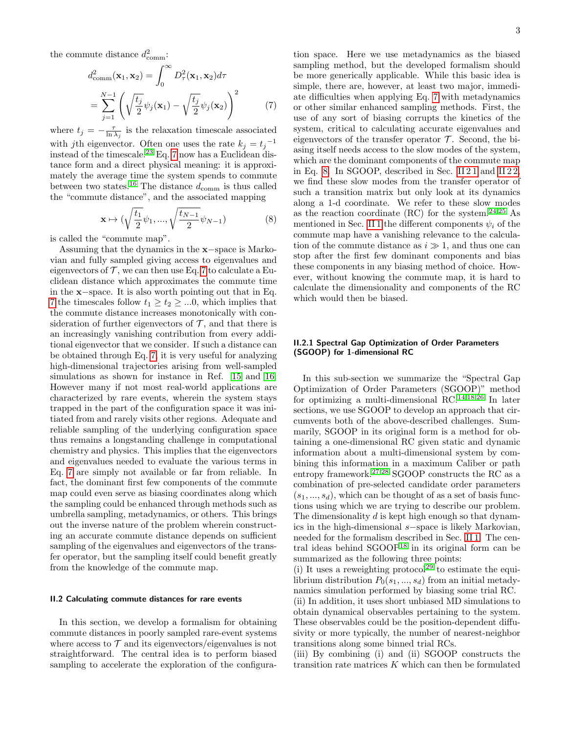the commute distance $d^2_{\text{comm}}$:

$$d^2_{\text{comm}}(\mathbf{x}_1, \mathbf{x}_2) = \int_0^\infty D^2_\tau(\mathbf{x}_1, \mathbf{x}_2) d\tau$$
$$= \sum_{j=1}^{N-1} \left( \sqrt{\frac{t_j}{2}} \psi_j(\mathbf{x}_1) - \sqrt{\frac{t_j}{2}} \psi_j(\mathbf{x}_2) \right)^2 \quad (7)$$

where $t_j = -\frac{\tau}{\ln \lambda_j}$ is the relaxation timescale associated with $j$th eigenvector. Often one uses the rate $k_j = {t_j}^{-1}$ instead of the timescale.[23] Eq. 7 now has a Euclidean distance form and a direct physical meaning: it is approximately the average time the system spends to commute between two states.[16] The distance $d_{\text{comm}}$ is thus called the "commute distance", and the associated mapping

$$\mathbf{x} \mapsto (\sqrt{\frac{t_1}{2}}\psi_1, ..., \sqrt{\frac{t_{N-1}}{2}}\psi_{N-1}) \quad (8)$$

is called the "commute map".

Assuming that the dynamics in the $\mathbf{x}$−space is Markovian and fully sampled giving access to eigenvalues and eigenvectors of $\mathcal{T}$, we can then use Eq. 7 to calculate a Euclidean distance which approximates the commute time in the $\mathbf{x}$−space. It is also worth pointing out that in Eq. 7 the timescales follow $t_1 \geq t_2 \geq ...0$, which implies that the commute distance increases monotonically with consideration of further eigenvectors of $\mathcal{T}$, and that there is an increasingly vanishing contribution from every additional eigenvector that we consider. If such a distance can be obtained through Eq. 7, it is very useful for analyzing high-dimensional trajectories arising from well-sampled simulations as shown for instance in Ref. 15 and 16. However many if not most real-world applications are characterized by rare events, wherein the system stays trapped in the part of the configuration space it was initiated from and rarely visits other regions. Adequate and reliable sampling of the underlying configuration space thus remains a longstanding challenge in computational chemistry and physics. This implies that the eigenvectors and eigenvalues needed to evaluate the various terms in Eq. 7 are simply not available or far from reliable. In fact, the dominant first few components of the commute map could even serve as biasing coordinates along which the sampling could be enhanced through methods such as umbrella sampling, metadynamics, or others. This brings out the inverse nature of the problem wherein constructing an accurate commute distance depends on sufficient sampling of the eigenvalues and eigenvectors of the transfer operator, but the sampling itself could benefit greatly from the knowledge of the commute map.

### II.2 Calculating commute distances for rare events

In this section, we develop a formalism for obtaining commute distances in poorly sampled rare-event systems where access to $\mathcal{T}$ and its eigenvectors/eigenvalues is not straightforward. The central idea is to perform biased sampling to accelerate the exploration of the configuration space. Here we use metadynamics as the biased sampling method, but the developed formalism should be more generically applicable. While this basic idea is simple, there are, however, at least two major, immediate difficulties when applying Eq. 7 with metadynamics or other similar enhanced sampling methods. First, the use of any sort of biasing corrupts the kinetics of the system, critical to calculating accurate eigenvalues and eigenvectors of the transfer operator $\mathcal{T}$. Second, the biasing itself needs access to the slow modes of the system, which are the dominant components of the commute map in Eq. 8. In SGOOP, described in Sec. II 2 1 and II 2 2, we find these slow modes from the transfer operator of such a transition matrix but only look at its dynamics along a 1-d coordinate. We refer to these slow modes as the reaction coordinate (RC) for the system.[24,25] As mentioned in Sec. II 1 the different components $\psi_i$ of the commute map have a vanishing relevance to the calculation of the commute distance as $i \gg 1$, and thus one can stop after the first few dominant components and bias these components in any biasing method of choice. However, without knowing the commute map, it is hard to calculate the dimensionality and components of the RC which would then be biased.

#### II.2.1 Spectral Gap Optimization of Order Parameters (SGOOP) for 1-dimensional RC

In this sub-section we summarize the "Spectral Gap Optimization of Order Parameters (SGOOP)" method for optimizing a multi-dimensional RC.[14,18,26] In later sections, we use SGOOP to develop an approach that circumvents both of the above-described challenges. Summarily, SGOOP in its original form is a method for obtaining a one-dimensional RC given static and dynamic information about a multi-dimensional system by combining this information in a maximum Caliber or path entropy framework.[27,28] SGOOP constructs the RC as a combination of pre-selected candidate order parameters $(s_1, ..., s_d)$, which can be thought of as a set of basis functions using which we are trying to describe our problem. The dimensionality $d$ is kept high enough so that dynamics in the high-dimensional $s$−space is likely Markovian, needed for the formalism described in Sec. II 1. The central ideas behind SGOOP[18] in its original form can be summarized as the following three points:

(i) It uses a reweighting protocol[29] to estimate the equilibrium distribution $P_0(s_1, ..., s_d)$ from an initial metadynamics simulation performed by biasing some trial RC.

(ii) In addition, it uses short unbiased MD simulations to obtain dynamical observables pertaining to the system. These observables could be the position-dependent diffusivity or more typically, the number of nearest-neighbor transitions along some binned trial RCs.

(iii) By combining (i) and (ii) SGOOP constructs the transition rate matrices $K$ which can then be formulated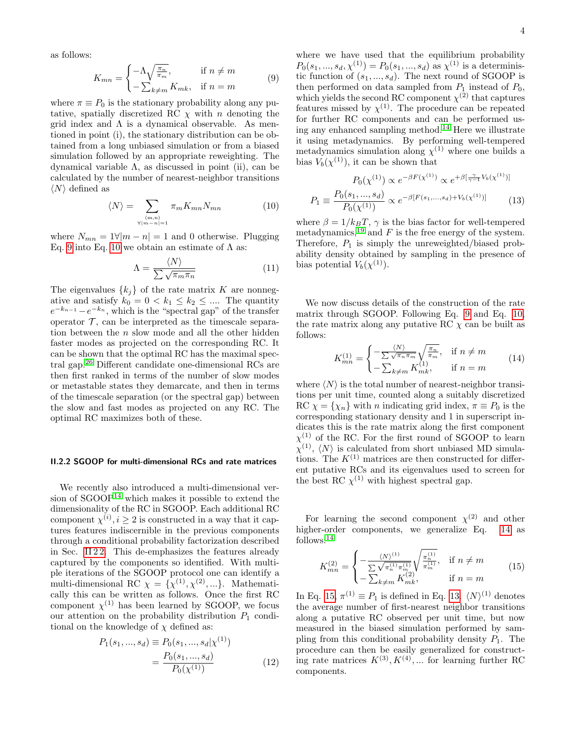as follows:

$$K_{mn} = \begin{cases} -\Lambda\sqrt{\frac{\pi_n}{\pi_m}}, & \text{if } n \neq m \\ -\sum_{k\neq m} K_{mk}, & \text{if } n = m \end{cases} \tag{9}$$

where $\pi \equiv P_0$ is the stationary probability along any putative, spatially discretized RC $\chi$ with $n$ denoting the grid index and $\Lambda$ is a dynamical observable. As mentioned in point (i), the stationary distribution can be obtained from a long unbiased simulation or from a biased simulation followed by an appropriate reweighting. The dynamical variable $\Lambda$, as discussed in point (ii), can be calculated by the number of nearest-neighbor transitions $\langle N \rangle$ defined as

$$\langle N \rangle = \sum_{\substack{(m,n) \\ \forall |m-n|=1}} \pi_m K_{mn} N_{mn} \tag{10}$$

where $N_{mn} = 1 \forall |m-n| = 1$ and 0 otherwise. Plugging Eq. 9 into Eq. 10 we obtain an estimate of $\Lambda$ as:

$$\Lambda = \frac{\langle N \rangle}{\sum \sqrt{\pi_m \pi_n}} \tag{11}$$

The eigenvalues $\{k_j\}$ of the rate matrix $K$ are nonnegative and satisfy $k_0 = 0 < k_1 \leq k_2 \leq ....$ The quantity $e^{-k_{n-1}} - e^{-k_n}$, which is the "spectral gap" of the transfer operator $\mathcal{T}$, can be interpreted as the timescale separation between the $n$ slow mode and all the other hidden faster modes as projected on the corresponding RC. It can be shown that the optimal RC has the maximal spectral gap.[26] Different candidate one-dimensional RCs are then first ranked in terms of the number of slow modes or metastable states they demarcate, and then in terms of the timescale separation (or the spectral gap) between the slow and fast modes as projected on any RC. The optimal RC maximizes both of these.

### II.2.2 SGOOP for multi-dimensional RCs and rate matrices

We recently also introduced a multi-dimensional version of SGOOP[14] which makes it possible to extend the dimensionality of the RC in SGOOP. Each additional RC component $\chi^{(i)}, i \geq 2$ is constructed in a way that it captures features indiscernible in the previous components through a conditional probability factorization described in Sec. II 2 2. This de-emphasizes the features already captured by the components so identified. With multiple iterations of the SGOOP protocol one can identify a multi-dimensional RC $\chi = \{\chi^{(1)}, \chi^{(2)}, ...\}$. Mathematically this can be written as follows. Once the first RC component $\chi^{(1)}$ has been learned by SGOOP, we focus our attention on the probability distribution $P_1$ conditional on the knowledge of $\chi$ defined as:

$$\begin{aligned} P_1(s_1, ..., s_d) &\equiv P_0(s_1, ..., s_d|\chi^{(1)}) \\ &= \frac{P_0(s_1, ..., s_d)}{P_0(\chi^{(1)})} \end{aligned} \tag{12}$$

where we have used that the equilibrium probability $P_0(s_1, ..., s_d, \chi^{(1)}) = P_0(s_1, ..., s_d)$ as $\chi^{(1)}$ is a deterministic function of $(s_1, ..., s_d)$. The next round of SGOOP is then performed on data sampled from $P_1$ instead of $P_0$, which yields the second RC component $\chi^{(2)}$ that captures features missed by $\chi^{(1)}$. The procedure can be repeated for further RC components and can be performed using any enhanced sampling method.[14] Here we illustrate it using metadynamics. By performing well-tempered metadynamics simulation along $\chi^{(1)}$ where one builds a bias $V_b(\chi^{(1)})$, it can be shown that

$$\begin{aligned} P_0(\chi^{(1)}) &\propto e^{-\beta F(\chi^{(1)})} \propto e^{+\beta[\frac{\gamma}{\gamma-1}V_b(\chi^{(1)})]} \\ P_1 \equiv \frac{P_0(s_1, ..., s_d)}{P_0(\chi^{(1)})} &\propto e^{-\beta[F(s_1, ..., s_d) + V_b(\chi^{(1)})]} \end{aligned} \tag{13}$$

where $\beta = 1/k_BT$, $\gamma$ is the bias factor for well-tempered metadynamics,[19] and $F$ is the free energy of the system. Therefore, $P_1$ is simply the unreweighted/biased probability density obtained by sampling in the presence of bias potential $V_b(\chi^{(1)})$.

We now discuss details of the construction of the rate matrix through SGOOP. Following Eq. 9 and Eq. 10, the rate matrix along any putative RC $\chi$ can be built as follows:

$$K^{(1)}_{mn} = \begin{cases} -\frac{\langle N \rangle}{\sum \sqrt{\pi_n \pi_m}} \sqrt{\frac{\pi_n}{\pi_m}}, & \text{if } n \neq m \\ -\sum_{k\neq m} K^{(1)}_{mk}, & \text{if } n = m \end{cases} \tag{14}$$

where $\langle N \rangle$ is the total number of nearest-neighbor transitions per unit time, counted along a suitably discretized RC $\chi = \{\chi_n\}$ with $n$ indicating grid index, $\pi \equiv P_0$ is the corresponding stationary density and 1 in superscript indicates this is the rate matrix along the first component $\chi^{(1)}$ of the RC. For the first round of SGOOP to learn $\chi^{(1)}$, $\langle N \rangle$ is calculated from short unbiased MD simulations. The $K^{(1)}$ matrices are then constructed for different putative RCs and its eigenvalues used to screen for the best RC $\chi^{(1)}$ with highest spectral gap.

For learning the second component $\chi^{(2)}$ and other higher-order components, we generalize Eq. 14 as follows:[14]

$$K^{(2)}_{mn} = \begin{cases} -\frac{\langle N \rangle^{(1)}}{\sum \sqrt{\pi^{(1)}_n \pi^{(1)}_m}} \sqrt{\frac{\pi^{(1)}_n}{\pi^{(1)}_m}}, & \text{if } n \neq m \\ -\sum_{k\neq m} K^{(2)}_{mk}, & \text{if } n = m \end{cases} \tag{15}$$

In Eq. 15, $\pi^{(1)} \equiv P_1$ is defined in Eq. 13. $\langle N \rangle^{(1)}$ denotes the average number of first-nearest neighbor transitions along a putative RC observed per unit time, but now measured in the biased simulation performed by sampling from this conditional probability density $P_1$. The procedure can then be easily generalized for constructing rate matrices $K^{(3)}, K^{(4)}, ...$ for learning further RC components.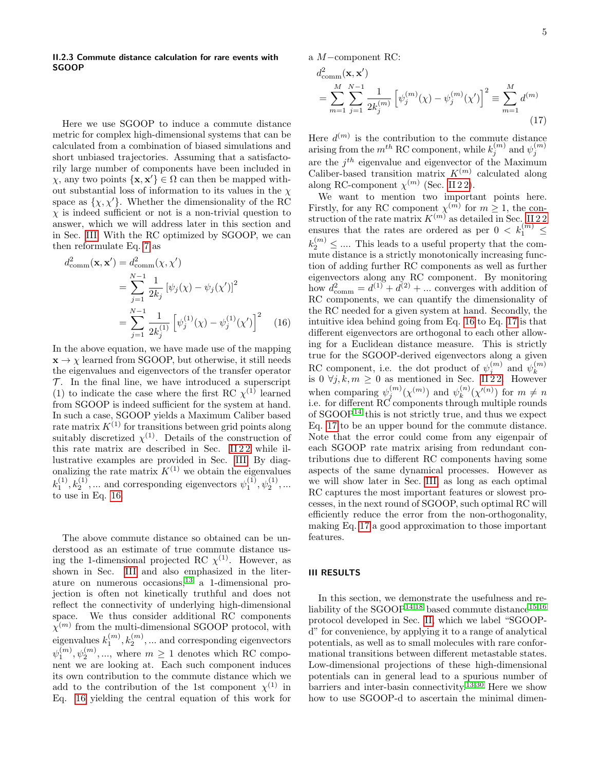#### II.2.3 Commute distance calculation for rare events with SGOOP

Here we use SGOOP to induce a commute distance metric for complex high-dimensional systems that can be calculated from a combination of biased simulations and short unbiased trajectories. Assuming that a satisfactorily large number of components have been included in $\chi$, any two points $\{\mathbf{x}, \mathbf{x}'\} \in \Omega$ can then be mapped without substantial loss of information to its values in the $\chi$ space as $\{\chi, \chi'\}$. Whether the dimensionality of the RC $\chi$ is indeed sufficient or not is a non-trivial question to answer, which we will address later in this section and in Sec. III. With the RC optimized by SGOOP, we can then reformulate Eq. 7 as

$$
\begin{aligned}
d^2_{\text{comm}}(\mathbf{x}, \mathbf{x}') &= d^2_{\text{comm}}(\chi, \chi') \\
&= \sum_{j=1}^{N-1} \frac{1}{2k_j} \left[\psi_j(\chi) - \psi_j(\chi')\right]^2 \\
&= \sum_{j=1}^{N-1} \frac{1}{2k_j^{(1)}} \left[\psi_j^{(1)}(\chi) - \psi_j^{(1)}(\chi')\right]^2 \quad (16)
\end{aligned}
$$

In the above equation, we have made use of the mapping $\mathbf{x} \to \chi$ learned from SGOOP, but otherwise, it still needs the eigenvalues and eigenvectors of the transfer operator $\mathcal{T}$. In the final line, we have introduced a superscript (1) to indicate the case where the first RC $\chi^{(1)}$ learned from SGOOP is indeed sufficient for the system at hand. In such a case, SGOOP yields a Maximum Caliber based rate matrix $K^{(1)}$ for transitions between grid points along suitably discretized $\chi^{(1)}$. Details of the construction of this rate matrix are described in Sec. II 2 2 while illustrative examples are provided in Sec. III. By diagonalizing the rate matrix $K^{(1)}$ we obtain the eigenvalues $k_1^{(1)}, k_2^{(1)}, ...$ and corresponding eigenvectors $\psi_1^{(1)}, \psi_2^{(1)}, ...$ to use in Eq. 16.

The above commute distance so obtained can be understood as an estimate of true commute distance using the 1-dimensional projected RC $\chi^{(1)}$. However, as shown in Sec. III and also emphasized in the literature on numerous occasions,[13] a 1-dimensional projection is often not kinetically truthful and does not reflect the connectivity of underlying high-dimensional space. We thus consider additional RC components $\chi^{(m)}$ from the multi-dimensional SGOOP protocol, with eigenvalues $k_1^{(m)}, k_2^{(m)}, ...$ and corresponding eigenvectors $\psi_1^{(m)}, \psi_2^{(m)}, ...$, where $m \geq 1$ denotes which RC component we are looking at. Each such component induces its own contribution to the commute distance which we add to the contribution of the 1st component $\chi^{(1)}$ in Eq. 16 yielding the central equation of this work for a $M-$component RC:

$$
\begin{aligned}
&d^2_{\text{comm}}(\mathbf{x}, \mathbf{x}') \\
&= \sum_{m=1}^{M} \sum_{j=1}^{N-1} \frac{1}{2k_j^{(m)}} \left[\psi_j^{(m)}(\chi) - \psi_j^{(m)}(\chi')\right]^2 \equiv \sum_{m=1}^{M} d^{(m)}
\end{aligned}
\quad (17)
$$

Here $d^{(m)}$ is the contribution to the commute distance arising from the $m^{th}$ RC component, while $k_j^{(m)}$ and $\psi_j^{(m)}$ are the $j^{th}$ eigenvalue and eigenvector of the Maximum Caliber-based transition matrix $K^{(m)}$ calculated along along RC-component $\chi^{(m)}$ (Sec. II 2 2).

We want to mention two important points here. Firstly, for any RC component $\chi^{(m)}$ for $m \geq 1$, the construction of the rate matrix $K^{(m)}$ as detailed in Sec. II 2 2 ensures that the rates are ordered as per $0 < k_1^{(m)} \leq k_2^{(m)} \leq ....$ This leads to a useful property that the commute distance is a strictly monotonically increasing function of adding further RC components as well as further eigenvectors along any RC component. By monitoring how $d^2_{\text{comm}} = d^{(1)} + d^{(2)} + ...$ converges with addition of RC components, we can quantify the dimensionality of the RC needed for a given system at hand. Secondly, the intuitive idea behind going from Eq. 16 to Eq. 17 is that different eigenvectors are orthogonal to each other allowing for a Euclidean distance measure. This is strictly true for the SGOOP-derived eigenvectors along a given RC component, i.e. the dot product of $\psi_j^{(m)}$ and $\psi_k^{(m)}$ is 0 $\forall j, k, m \geq 0$ as mentioned in Sec. II 2 2. However when comparing $\psi_j^{(m)}(\chi^{(m)})$ and $\psi_k^{(n)}(\chi'^{(n)})$ for $m \neq n$ i.e. for different RC components through multiple rounds of SGOOP[14] this is not strictly true, and thus we expect Eq. 17 to be an upper bound for the commute distance. Note that the error could come from any eigenpair of each SGOOP rate matrix arising from redundant contributions due to different RC components having some aspects of the same dynamical processes. However as we will show later in Sec. III, as long as each optimal RC captures the most important features or slowest processes, in the next round of SGOOP, such optimal RC will efficiently reduce the error from the non-orthogonality, making Eq. 17 a good approximation to those important features.

## III RESULTS

In this section, we demonstrate the usefulness and reliability of the SGOOP[14,18] based commute distance[15,16] protocol developed in Sec. II, which we label "SGOOP-d" for convenience, by applying it to a range of analytical potentials, as well as to small molecules with rare conformational transitions between different metastable states. Low-dimensional projections of these high-dimensional potentials can in general lead to a spurious number of barriers and inter-basin connectivity.[13,30] Here we show how to use SGOOP-d to ascertain the minimal dimen-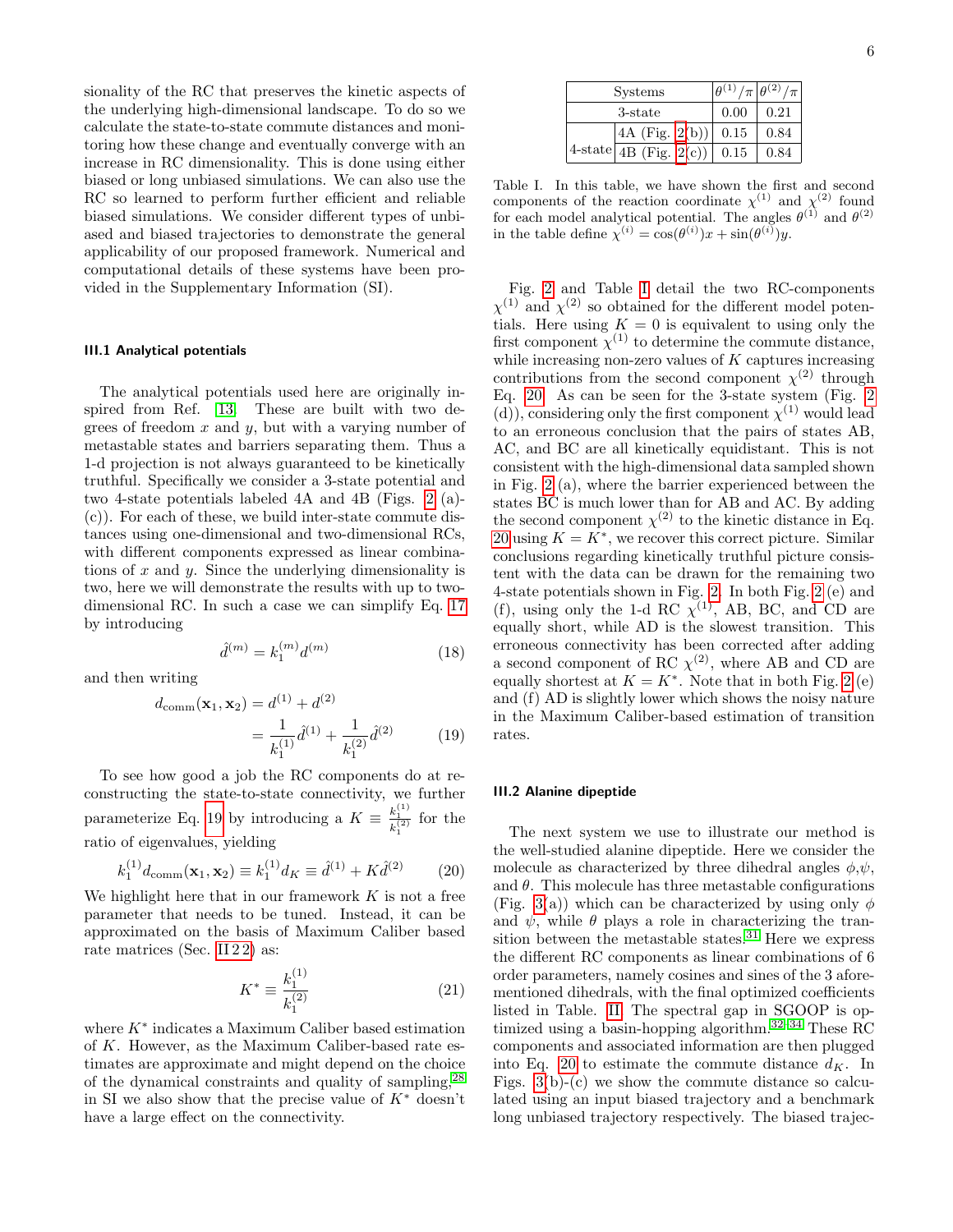sionality of the RC that preserves the kinetic aspects of the underlying high-dimensional landscape. To do so we calculate the state-to-state commute distances and monitoring how these change and eventually converge with an increase in RC dimensionality. This is done using either biased or long unbiased simulations. We can also use the RC so learned to perform further efficient and reliable biased simulations. We consider different types of unbiased and biased trajectories to demonstrate the general applicability of our proposed framework. Numerical and computational details of these systems have been provided in the Supplementary Information (SI).

### III.1 Analytical potentials

The analytical potentials used here are originally inspired from Ref. [13]. These are built with two degrees of freedom $x$ and $y$, but with a varying number of metastable states and barriers separating them. Thus a 1-d projection is not always guaranteed to be kinetically truthful. Specifically we consider a 3-state potential and two 4-state potentials labeled 4A and 4B (Figs. 2 (a)-(c)). For each of these, we build inter-state commute distances using one-dimensional and two-dimensional RCs, with different components expressed as linear combinations of $x$ and $y$. Since the underlying dimensionality is two, here we will demonstrate the results with up to two-dimensional RC. In such a case we can simplify Eq. 17 by introducing

$$\hat{d}^{(m)} = k_1^{(m)} d^{(m)} \tag{18}$$

and then writing

$$\begin{aligned} d_{\text{comm}}(\mathbf{x}_1, \mathbf{x}_2) &= d^{(1)} + d^{(2)} \\ &= \frac{1}{k_1^{(1)}} \hat{d}^{(1)} + \frac{1}{k_1^{(2)}} \hat{d}^{(2)} \end{aligned} \tag{19}$$

To see how good a job the RC components do at reconstructing the state-to-state connectivity, we further parameterize Eq. 19 by introducing a $K \equiv \frac{k_1^{(1)}}{k_1^{(2)}}$ for the ratio of eigenvalues, yielding

$$k_1^{(1)} d_{\text{comm}}(\mathbf{x}_1, \mathbf{x}_2) \equiv k_1^{(1)} d_K \equiv \hat{d}^{(1)} + K \hat{d}^{(2)} \tag{20}$$

We highlight here that in our framework $K$ is not a free parameter that needs to be tuned. Instead, it can be approximated on the basis of Maximum Caliber based rate matrices (Sec. II 2 2) as:

$$K^* \equiv \frac{k_1^{(1)}}{k_1^{(2)}} \tag{21}$$

where $K^*$ indicates a Maximum Caliber based estimation of $K$. However, as the Maximum Caliber-based rate estimates are approximate and might depend on the choice of the dynamical constraints and quality of sampling,[28] in SI we also show that the precise value of $K^*$ doesn't have a large effect on the connectivity.

| Systems | | $\theta^{(1)}/\pi$ | $\theta^{(2)}/\pi$ |
|---|---|---|---|
| 3-state | | 0.00 | 0.21 |
| 4-state | 4A (Fig. 2(b)) | 0.15 | 0.84 |
| | 4B (Fig. 2(c)) | 0.15 | 0.84 |

Table I. In this table, we have shown the first and second components of the reaction coordinate $\chi^{(1)}$ and $\chi^{(2)}$ found for each model analytical potential. The angles $\theta^{(1)}$ and $\theta^{(2)}$ in the table define $\chi^{(i)} = \cos(\theta^{(i)})x + \sin(\theta^{(i)})y$.

Fig. 2 and Table I detail the two RC-components $\chi^{(1)}$ and $\chi^{(2)}$ so obtained for the different model potentials. Here using $K = 0$ is equivalent to using only the first component $\chi^{(1)}$ to determine the commute distance, while increasing non-zero values of $K$ captures increasing contributions from the second component $\chi^{(2)}$ through Eq. 20. As can be seen for the 3-state system (Fig. 2 (d)), considering only the first component $\chi^{(1)}$ would lead to an erroneous conclusion that the pairs of states AB, AC, and BC are all kinetically equidistant. This is not consistent with the high-dimensional data sampled shown in Fig. 2 (a), where the barrier experienced between the states BC is much lower than for AB and AC. By adding the second component $\chi^{(2)}$ to the kinetic distance in Eq. 20 using $K = K^*$, we recover this correct picture. Similar conclusions regarding kinetically truthful picture consistent with the data can be drawn for the remaining two 4-state potentials shown in Fig. 2. In both Fig. 2 (e) and (f), using only the 1-d RC $\chi^{(1)}$, AB, BC, and CD are equally short, while AD is the slowest transition. This erroneous connectivity has been corrected after adding a second component of RC $\chi^{(2)}$, where AB and CD are equally shortest at $K = K^*$. Note that in both Fig. 2 (e) and (f) AD is slightly lower which shows the noisy nature in the Maximum Caliber-based estimation of transition rates.

### III.2 Alanine dipeptide

The next system we use to illustrate our method is the well-studied alanine dipeptide. Here we consider the molecule as characterized by three dihedral angles $\phi$,$\psi$, and $\theta$. This molecule has three metastable configurations (Fig. 3(a)) which can be characterized by using only $\phi$ and $\psi$, while $\theta$ plays a role in characterizing the transition between the metastable states.[31] Here we express the different RC components as linear combinations of 6 order parameters, namely cosines and sines of the 3 aforementioned dihedrals, with the final optimized coefficients listed in Table. II. The spectral gap in SGOOP is optimized using a basin-hopping algorithm.[32–34] These RC components and associated information are then plugged into Eq. 20 to estimate the commute distance $d_K$. In Figs. 3(b)-(c) we show the commute distance so calculated using an input biased trajectory and a benchmark long unbiased trajectory respectively. The biased trajec-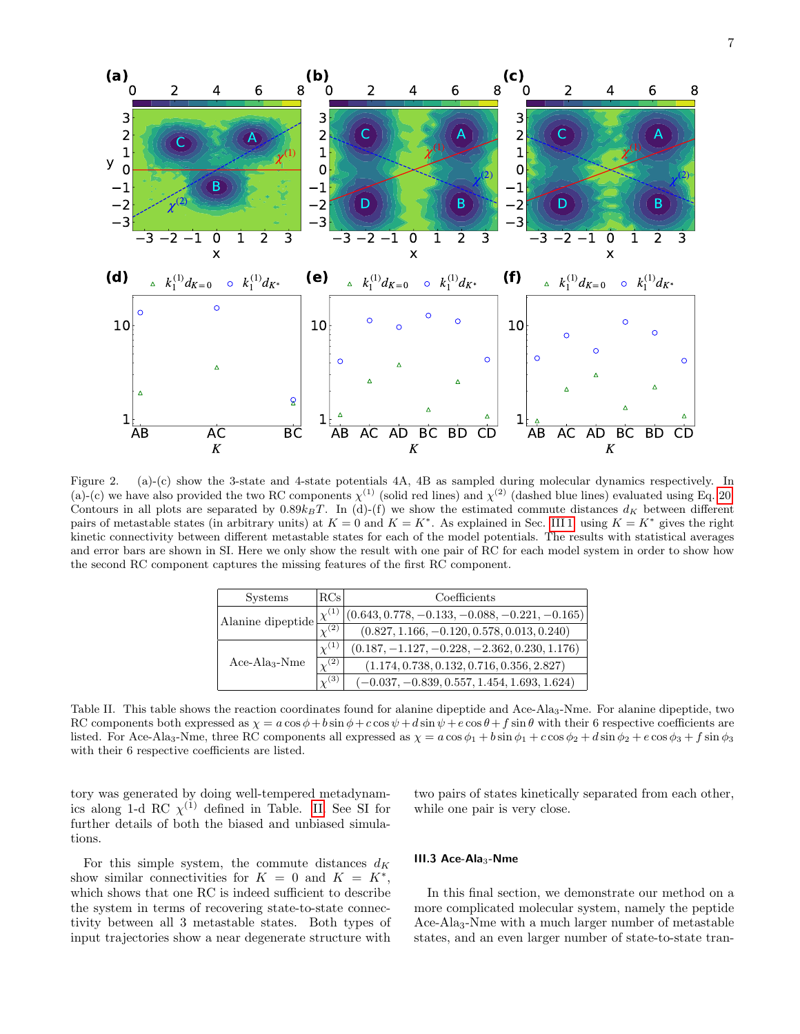Figure 2. (a)-(c) show the 3-state and 4-state potentials 4A, 4B as sampled during molecular dynamics respectively. In (a)-(c) we have also provided the two RC components $\chi^{(1)}$ (solid red lines) and $\chi^{(2)}$ (dashed blue lines) evaluated using Eq. 20. Contours in all plots are separated by $0.89k_BT$. In (d)-(f) we show the estimated commute distances $d_K$ between different pairs of metastable states (in arbitrary units) at $K = 0$ and $K = K^*$. As explained in Sec. III 1, using $K = K^*$ gives the right kinetic connectivity between different metastable states for each of the model potentials. The results with statistical averages and error bars are shown in SI. Here we only show the result with one pair of RC for each model system in order to show how the second RC component captures the missing features of the first RC component.

| Systems | RCs | Coefficients |
|---|---|---|
| Alanine dipeptide | $\chi^{(1)}$ | $(0.643, 0.778, -0.133, -0.088, -0.221, -0.165)$ |
| | $\chi^{(2)}$ | $(0.827, 1.166, -0.120, 0.578, 0.013, 0.240)$ |
| Ace-Ala$_3$-Nme | $\chi^{(1)}$ | $(0.187, -1.127, -0.228, -2.362, 0.230, 1.176)$ |
| | $\chi^{(2)}$ | $(1.174, 0.738, 0.132, 0.716, 0.356, 2.827)$ |
| | $\chi^{(3)}$ | $(-0.037, -0.839, 0.557, 1.454, 1.693, 1.624)$ |

Table II. This table shows the reaction coordinates found for alanine dipeptide and Ace-Ala$_3$-Nme. For alanine dipeptide, two RC components both expressed as $\chi = a\cos\phi + b\sin\phi + c\cos\psi + d\sin\psi + e\cos\theta + f\sin\theta$ with their 6 respective coefficients are listed. For Ace-Ala$_3$-Nme, three RC components all expressed as $\chi = a\cos\phi_1 + b\sin\phi_1 + c\cos\phi_2 + d\sin\phi_2 + e\cos\phi_3 + f\sin\phi_3$ with their 6 respective coefficients are listed.

tory was generated by doing well-tempered metadynamics along 1-d RC $\chi^{(1)}$ defined in Table. II. See SI for further details of both the biased and unbiased simulations.

For this simple system, the commute distances $d_K$ show similar connectivities for $K = 0$ and $K = K^*$, which shows that one RC is indeed sufficient to describe the system in terms of recovering state-to-state connectivity between all 3 metastable states. Both types of input trajectories show a near degenerate structure with two pairs of states kinetically separated from each other, while one pair is very close.

### III.3 Ace-Ala$_3$-Nme

In this final section, we demonstrate our method on a more complicated molecular system, namely the peptide Ace-Ala$_3$-Nme with a much larger number of metastable states, and an even larger number of state-to-state tran-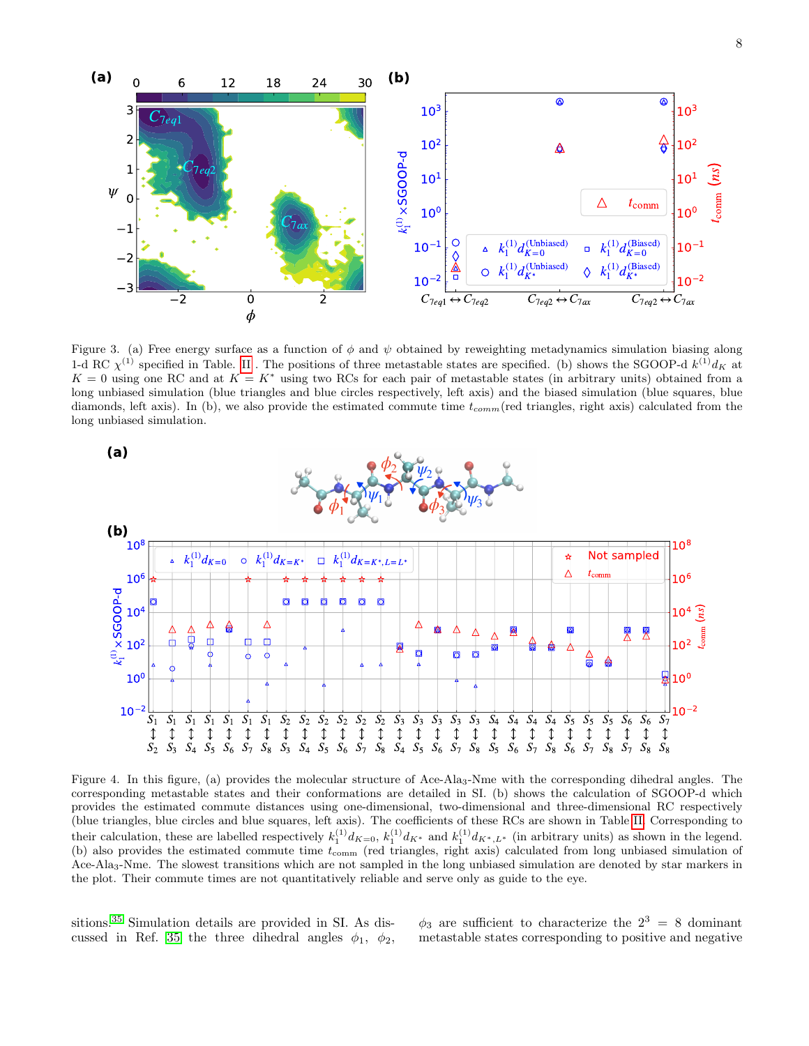Figure 3. (a) Free energy surface as a function of $\phi$ and $\psi$ obtained by reweighting metadynamics simulation biasing along 1-d RC $\chi^{(1)}$ specified in Table. II. The positions of three metastable states are specified. (b) shows the SGOOP-d $k^{(1)}d_K$ at $K = 0$ using one RC and at $K = K^*$ using two RCs for each pair of metastable states (in arbitrary units) obtained from a long unbiased simulation (blue triangles and blue circles respectively, left axis) and the biased simulation (blue squares, blue diamonds, left axis). In (b), we also provide the estimated commute time $t_{comm}$(red triangles, right axis) calculated from the long unbiased simulation.

Figure 4. In this figure, (a) provides the molecular structure of Ace-Ala$_3$-Nme with the corresponding dihedral angles. The corresponding metastable states and their conformations are detailed in SI. (b) shows the calculation of SGOOP-d which provides the estimated commute distances using one-dimensional, two-dimensional and three-dimensional RC respectively (blue triangles, blue circles and blue squares, left axis). The coefficients of these RCs are shown in Table II. Corresponding to their calculation, these are labelled respectively $k_1^{(1)}d_{K=0}$, $k_1^{(1)}d_{K^*}$ and $k_1^{(1)}d_{K^*,L^*}$ (in arbitrary units) as shown in the legend. (b) also provides the estimated commute time $t_{comm}$ (red triangles, right axis) calculated from long unbiased simulation of Ace-Ala$_3$-Nme. The slowest transitions which are not sampled in the long unbiased simulation are denoted by star markers in the plot. Their commute times are not quantitatively reliable and serve only as guide to the eye.

sitions.[35] Simulation details are provided in SI. As discussed in Ref. [35] the three dihedral angles $\phi_1$, $\phi_2$, $\phi_3$ are sufficient to characterize the $2^3 = 8$ dominant metastable states corresponding to positive and negative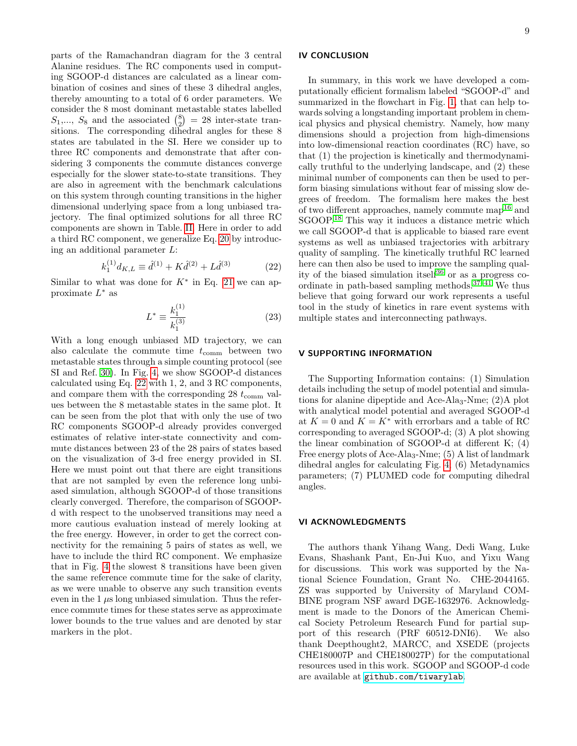parts of the Ramachandran diagram for the 3 central Alanine residues. The RC components used in computing SGOOP-d distances are calculated as a linear combination of cosines and sines of these 3 dihedral angles, thereby amounting to a total of 6 order parameters. We consider the 8 most dominant metastable states labelled $S_1$,..., $S_8$ and the associated $\binom{8}{2} = 28$ inter-state transitions. The corresponding dihedral angles for these 8 states are tabulated in the SI. Here we consider up to three RC components and demonstrate that after considering 3 components the commute distances converge especially for the slower state-to-state transitions. They are also in agreement with the benchmark calculations on this system through counting transitions in the higher dimensional underlying space from a long unbiased trajectory. The final optimized solutions for all three RC components are shown in Table. II. Here in order to add a third RC component, we generalize Eq. 20 by introducing an additional parameter $L$:

$$k_1^{(1)} d_{K,L} \equiv \hat{d}^{(1)} + K\hat{d}^{(2)} + L\hat{d}^{(3)} \tag{22}$$

Similar to what was done for $K^*$ in Eq. 21 we can approximate $L^*$ as

$$L^* \equiv \frac{k_1^{(1)}}{k_1^{(3)}} \tag{23}$$

With a long enough unbiased MD trajectory, we can also calculate the commute time $t_{\mathrm{comm}}$ between two metastable states through a simple counting protocol (see SI and Ref. 30). In Fig. 4, we show SGOOP-d distances calculated using Eq. 22 with 1, 2, and 3 RC components, and compare them with the corresponding 28 $t_{\mathrm{comm}}$ values between the 8 metastable states in the same plot. It can be seen from the plot that with only the use of two RC components SGOOP-d already provides converged estimates of relative inter-state connectivity and commute distances between 23 of the 28 pairs of states based on the visualization of 3-d free energy provided in SI. Here we must point out that there are eight transitions that are not sampled by even the reference long unbiased simulation, although SGOOP-d of those transitions clearly converged. Therefore, the comparison of SGOOP-d with respect to the unobserved transitions may need a more cautious evaluation instead of merely looking at the free energy. However, in order to get the correct connectivity for the remaining 5 pairs of states as well, we have to include the third RC component. We emphasize that in Fig. 4 the slowest 8 transitions have been given the same reference commute time for the sake of clarity, as we were unable to observe any such transition events even in the 1 $\mu$s long unbiased simulation. Thus the reference commute times for these states serve as approximate lower bounds to the true values and are denoted by star markers in the plot.

## IV CONCLUSION

In summary, in this work we have developed a computationally efficient formalism labeled "SGOOP-d" and summarized in the flowchart in Fig. 1, that can help towards solving a longstanding important problem in chemical physics and physical chemistry. Namely, how many dimensions should a projection from high-dimensions into low-dimensional reaction coordinates (RC) have, so that (1) the projection is kinetically and thermodynamically truthful to the underlying landscape, and (2) these minimal number of components can then be used to perform biasing simulations without fear of missing slow degrees of freedom. The formalism here makes the best of two different approaches, namely commute map[16] and SGOOP.[18] This way it induces a distance metric which we call SGOOP-d that is applicable to biased rare event systems as well as unbiased trajectories with arbitrary quality of sampling. The kinetically truthful RC learned here can then also be used to improve the sampling quality of the biased simulation itself[36] or as a progress coordinate in path-based sampling methods.[37–41] We thus believe that going forward our work represents a useful tool in the study of kinetics in rare event systems with multiple states and interconnecting pathways.

## V SUPPORTING INFORMATION

The Supporting Information contains: (1) Simulation details including the setup of model potential and simulations for alanine dipeptide and Ace-Ala$_3$-Nme; (2)A plot with analytical model potential and averaged SGOOP-d at $K = 0$ and $K = K^*$ with errorbars and a table of RC corresponding to averaged SGOOP-d; (3) A plot showing the linear combination of SGOOP-d at different K; (4) Free energy plots of Ace-Ala$_3$-Nme; (5) A list of landmark dihedral angles for calculating Fig. 4 (6) Metadynamics parameters; (7) PLUMED code for computing dihedral angles.

## VI ACKNOWLEDGMENTS

The authors thank Yihang Wang, Dedi Wang, Luke Evans, Shashank Pant, En-Jui Kuo, and Yixu Wang for discussions. This work was supported by the National Science Foundation, Grant No. CHE-2044165. ZS was supported by University of Maryland COMBINE program NSF award DGE-1632976. Acknowledgment is made to the Donors of the American Chemical Society Petroleum Research Fund for partial support of this research (PRF 60512-DNI6). We also thank Deepthought2, MARCC, and XSEDE (projects CHE180007P and CHE180027P) for the computational resources used in this work. SGOOP and SGOOP-d code are available at `github.com/tiwarylab`.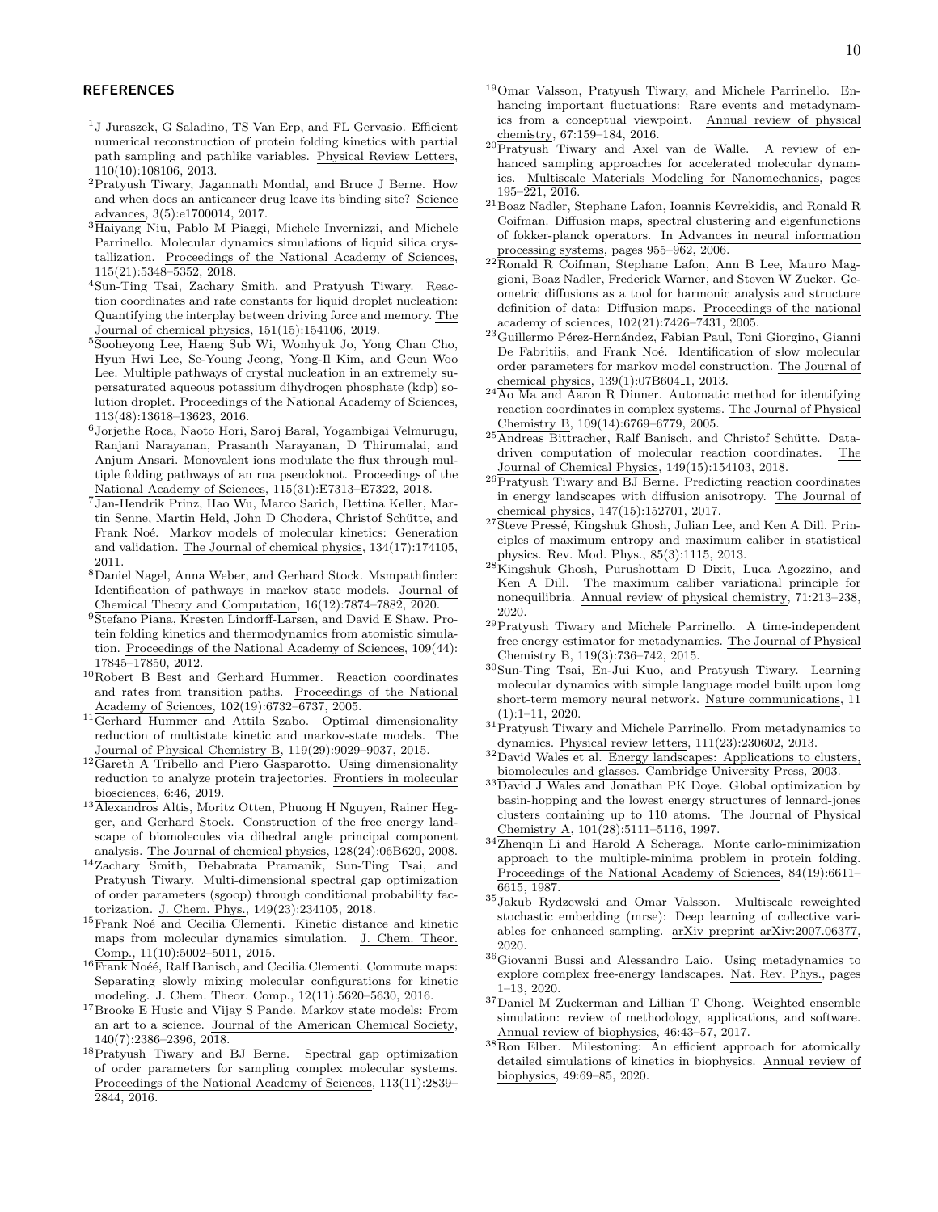## REFERENCES

[1] J Juraszek, G Saladino, TS Van Erp, and FL Gervasio. Efficient numerical reconstruction of protein folding kinetics with partial path sampling and pathlike variables. Physical Review Letters, 110(10):108106, 2013.

[2] Pratyush Tiwary, Jagannath Mondal, and Bruce J Berne. How and when does an anticancer drug leave its binding site? Science advances, 3(5):e1700014, 2017.

[3] Haiyang Niu, Pablo M Piaggi, Michele Invernizzi, and Michele Parrinello. Molecular dynamics simulations of liquid silica crystallization. Proceedings of the National Academy of Sciences, 115(21):5348–5352, 2018.

[4] Sun-Ting Tsai, Zachary Smith, and Pratyush Tiwary. Reaction coordinates and rate constants for liquid droplet nucleation: Quantifying the interplay between driving force and memory. The Journal of chemical physics, 151(15):154106, 2019.

[5] Sooheyong Lee, Haeng Sub Wi, Wonhyuk Jo, Yong Chan Cho, Hyun Hwi Lee, Se-Young Jeong, Yong-Il Kim, and Geun Woo Lee. Multiple pathways of crystal nucleation in an extremely supersaturated aqueous potassium dihydrogen phosphate (kdp) solution droplet. Proceedings of the National Academy of Sciences, 113(48):13618–13623, 2016.

[6] Jorjethe Roca, Naoto Hori, Saroj Baral, Yogambigai Velmurugu, Ranjani Narayanan, Prasanth Narayanan, D Thirumalai, and Anjum Ansari. Monovalent ions modulate the flux through multiple folding pathways of an rna pseudoknot. Proceedings of the National Academy of Sciences, 115(31):E7313–E7322, 2018.

[7] Jan-Hendrik Prinz, Hao Wu, Marco Sarich, Bettina Keller, Martin Senne, Martin Held, John D Chodera, Christof Schütte, and Frank Noé. Markov models of molecular kinetics: Generation and validation. The Journal of chemical physics, 134(17):174105, 2011.

[8] Daniel Nagel, Anna Weber, and Gerhard Stock. Msmpathfinder: Identification of pathways in markov state models. Journal of Chemical Theory and Computation, 16(12):7874–7882, 2020.

[9] Stefano Piana, Kresten Lindorff-Larsen, and David E Shaw. Protein folding kinetics and thermodynamics from atomistic simulation. Proceedings of the National Academy of Sciences, 109(44): 17845–17850, 2012.

[10] Robert B Best and Gerhard Hummer. Reaction coordinates and rates from transition paths. Proceedings of the National Academy of Sciences, 102(19):6732–6737, 2005.

[11] Gerhard Hummer and Attila Szabo. Optimal dimensionality reduction of multistate kinetic and markov-state models. The Journal of Physical Chemistry B, 119(29):9029–9037, 2015.

[12] Gareth A Tribello and Piero Gasparotto. Using dimensionality reduction to analyze protein trajectories. Frontiers in molecular biosciences, 6:46, 2019.

[13] Alexandros Altis, Moritz Otten, Phuong H Nguyen, Rainer Hegger, and Gerhard Stock. Construction of the free energy landscape of biomolecules via dihedral angle principal component analysis. The Journal of chemical physics, 128(24):06B620, 2008.

[14] Zachary Smith, Debabrata Pramanik, Sun-Ting Tsai, and Pratyush Tiwary. Multi-dimensional spectral gap optimization of order parameters (sgoop) through conditional probability factorization. J. Chem. Phys., 149(23):234105, 2018.

[15] Frank Noé and Cecilia Clementi. Kinetic distance and kinetic maps from molecular dynamics simulation. J. Chem. Theor. Comp., 11(10):5002–5011, 2015.

[16] Frank Noéé, Ralf Banisch, and Cecilia Clementi. Commute maps: Separating slowly mixing molecular configurations for kinetic modeling. J. Chem. Theor. Comp., 12(11):5620–5630, 2016.

[17] Brooke E Husic and Vijay S Pande. Markov state models: From an art to a science. Journal of the American Chemical Society, 140(7):2386–2396, 2018.

[18] Pratyush Tiwary and BJ Berne. Spectral gap optimization of order parameters for sampling complex molecular systems. Proceedings of the National Academy of Sciences, 113(11):2839–2844, 2016.

[19] Omar Valsson, Pratyush Tiwary, and Michele Parrinello. Enhancing important fluctuations: Rare events and metadynamics from a conceptual viewpoint. Annual review of physical chemistry, 67:159–184, 2016.

[20] Pratyush Tiwary and Axel van de Walle. A review of enhanced sampling approaches for accelerated molecular dynamics. Multiscale Materials Modeling for Nanomechanics, pages 195–221, 2016.

[21] Boaz Nadler, Stephane Lafon, Ioannis Kevrekidis, and Ronald R Coifman. Diffusion maps, spectral clustering and eigenfunctions of fokker-planck operators. In Advances in neural information processing systems, pages 955–962, 2006.

[22] Ronald R Coifman, Stephane Lafon, Ann B Lee, Mauro Maggioni, Boaz Nadler, Frederick Warner, and Steven W Zucker. Geometric diffusions as a tool for harmonic analysis and structure definition of data: Diffusion maps. Proceedings of the national academy of sciences, 102(21):7426–7431, 2005.

[23] Guillermo Pérez-Hernández, Fabian Paul, Toni Giorgino, Gianni De Fabritiis, and Frank Noé. Identification of slow molecular order parameters for markov model construction. The Journal of chemical physics, 139(1):07B604_1, 2013.

[24] Ao Ma and Aaron R Dinner. Automatic method for identifying reaction coordinates in complex systems. The Journal of Physical Chemistry B, 109(14):6769–6779, 2005.

[25] Andreas Bittracher, Ralf Banisch, and Christof Schütte. Data-driven computation of molecular reaction coordinates. The Journal of Chemical Physics, 149(15):154103, 2018.

[26] Pratyush Tiwary and BJ Berne. Predicting reaction coordinates in energy landscapes with diffusion anisotropy. The Journal of chemical physics, 147(15):152701, 2017.

[27] Steve Pressé, Kingshuk Ghosh, Julian Lee, and Ken A Dill. Principles of maximum entropy and maximum caliber in statistical physics. Rev. Mod. Phys., 85(3):1115, 2013.

[28] Kingshuk Ghosh, Purushottam D Dixit, Luca Agozzino, and Ken A Dill. The maximum caliber variational principle for nonequilibria. Annual review of physical chemistry, 71:213–238, 2020.

[29] Pratyush Tiwary and Michele Parrinello. A time-independent free energy estimator for metadynamics. The Journal of Physical Chemistry B, 119(3):736–742, 2015.

[30] Sun-Ting Tsai, En-Jui Kuo, and Pratyush Tiwary. Learning molecular dynamics with simple language model built upon long short-term memory neural network. Nature communications, 11 (1):1–11, 2020.

[31] Pratyush Tiwary and Michele Parrinello. From metadynamics to dynamics. Physical review letters, 111(23):230602, 2013.

[32] David Wales et al. Energy landscapes: Applications to clusters, biomolecules and glasses. Cambridge University Press, 2003.

[33] David J Wales and Jonathan PK Doye. Global optimization by basin-hopping and the lowest energy structures of lennard-jones clusters containing up to 110 atoms. The Journal of Physical Chemistry A, 101(28):5111–5116, 1997.

[34] Zhenqin Li and Harold A Scheraga. Monte carlo-minimization approach to the multiple-minima problem in protein folding. Proceedings of the National Academy of Sciences, 84(19):6611–6615, 1987.

[35] Jakub Rydzewski and Omar Valsson. Multiscale reweighted stochastic embedding (mrse): Deep learning of collective variables for enhanced sampling. arXiv preprint arXiv:2007.06377, 2020.

[36] Giovanni Bussi and Alessandro Laio. Using metadynamics to explore complex free-energy landscapes. Nat. Rev. Phys., pages 1–13, 2020.

[37] Daniel M Zuckerman and Lillian T Chong. Weighted ensemble simulation: review of methodology, applications, and software. Annual review of biophysics, 46:43–57, 2017.

[38] Ron Elber. Milestoning: An efficient approach for atomically detailed simulations of kinetics in biophysics. Annual review of biophysics, 49:69–85, 2020.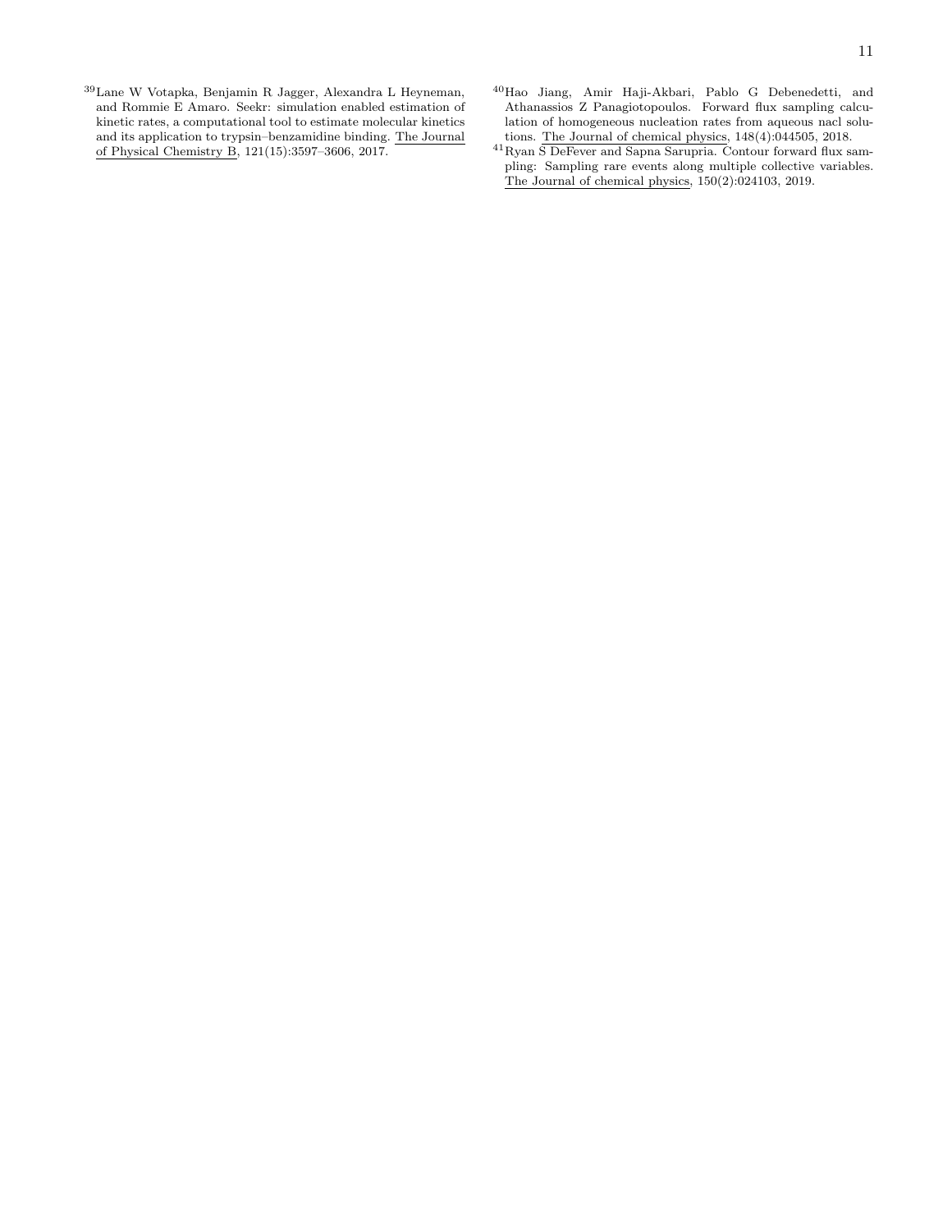[39] Lane W Votapka, Benjamin R Jagger, Alexandra L Heyneman, and Rommie E Amaro. Seekr: simulation enabled estimation of kinetic rates, a computational tool to estimate molecular kinetics and its application to trypsin–benzamidine binding. The Journal of Physical Chemistry B, 121(15):3597–3606, 2017.

[40] Hao Jiang, Amir Haji-Akbari, Pablo G Debenedetti, and Athanassios Z Panagiotopoulos. Forward flux sampling calculation of homogeneous nucleation rates from aqueous nacl solutions. The Journal of chemical physics, 148(4):044505, 2018.

[41] Ryan S DeFever and Sapna Sarupria. Contour forward flux sampling: Sampling rare events along multiple collective variables. The Journal of chemical physics, 150(2):024103, 2019.